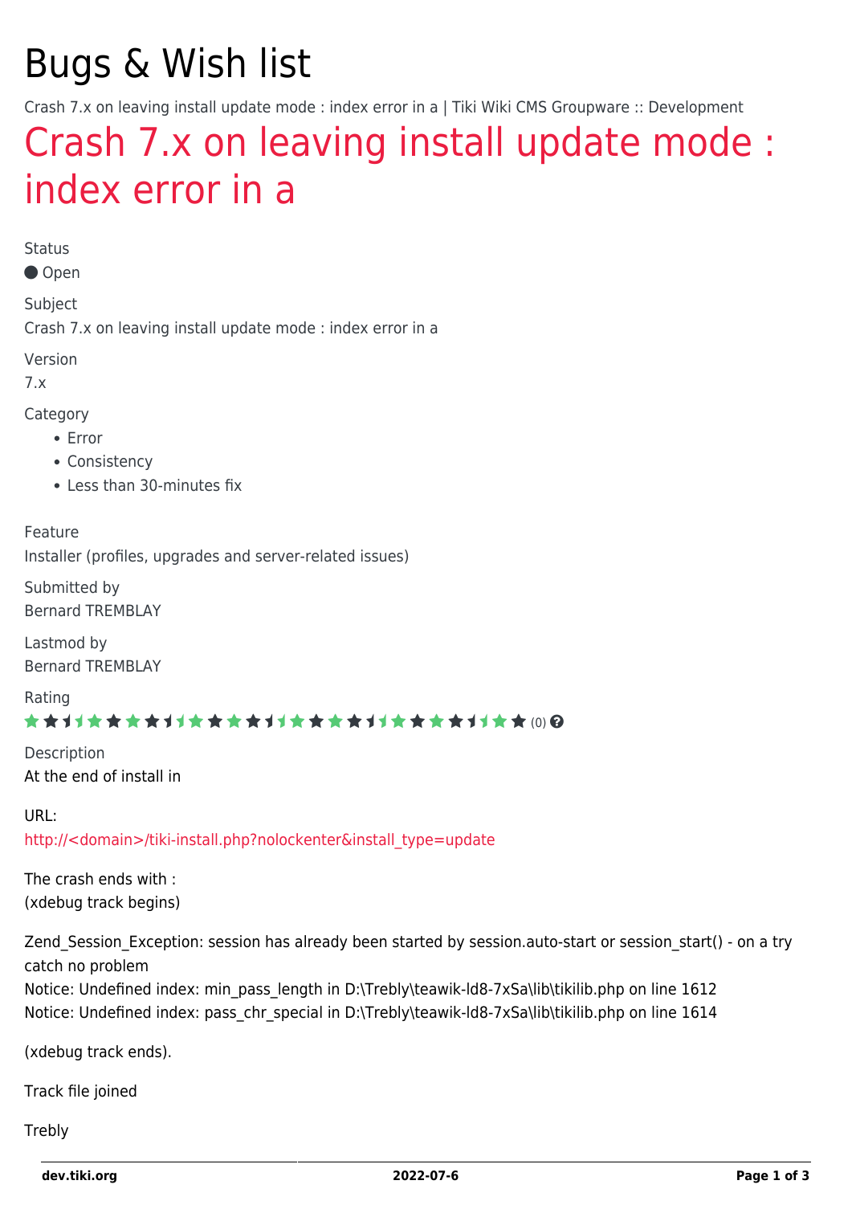# Bugs & Wish list

Crash 7.x on leaving install update mode : index error in a | Tiki Wiki CMS Groupware :: Development

## Crash 7.x on leaving install update mode : index error in a

Status

Open

Subject

Crash 7.x on leaving install update mode : index error in a

Version

7.x

Category

- Error
- Consistency
- Less than 30-minutes fix

Feature

Installer (profiles, upgrades and server-related issues)

Submitted by

Bernard TREMBLAY

Lastmod by

Bernard TREMBLAY

Rating

(0)

Description

At the end of install in

URL:

http://<domain>/tiki-install.php?nolockenter&install_type=update

The crash ends with :
(xdebug track begins)

Zend_Session_Exception: session has already been started by session.auto-start or session_start() - on a try catch no problem
Notice: Undefined index: min_pass_length in D:\Trebly\teawik-ld8-7xSa\lib\tikilib.php on line 1612
Notice: Undefined index: pass_chr_special in D:\Trebly\teawik-ld8-7xSa\lib\tikilib.php on line 1614

(xdebug track ends).

Track file joined

Trebly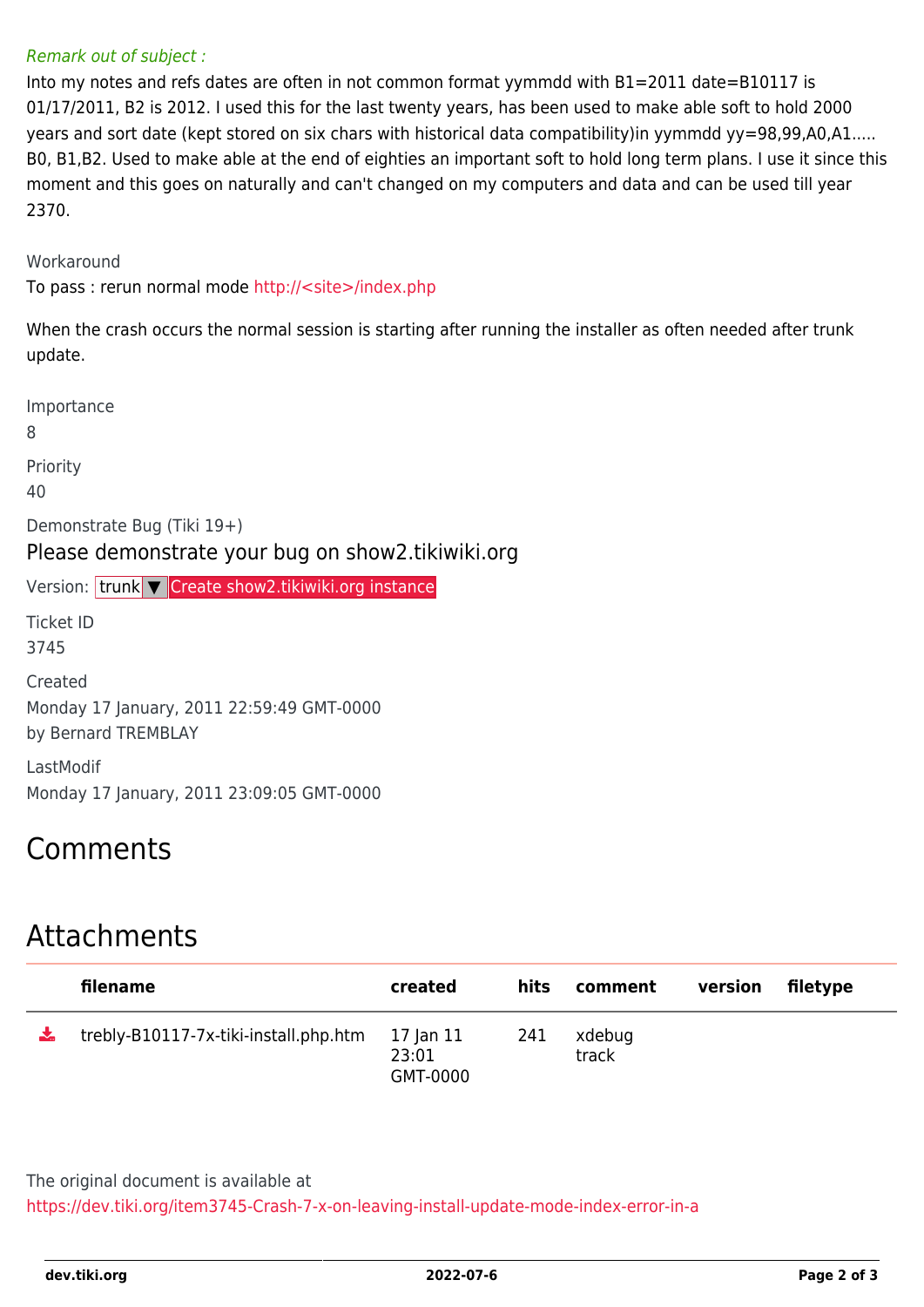*Remark out of subject :*

Into my notes and refs dates are often in not common format yymmdd with B1=2011 date=B10117 is 01/17/2011, B2 is 2012. I used this for the last twenty years, has been used to make able soft to hold 2000 years and sort date (kept stored on six chars with historical data compatibility)in yymmdd yy=98,99,A0,A1..... B0, B1,B2. Used to make able at the end of eighties an important soft to hold long term plans. I use it since this moment and this goes on naturally and can't changed on my computers and data and can be used till year 2370.

Workaround

To pass : rerun normal mode http://<site>/index.php

When the crash occurs the normal session is starting after running the installer as often needed after trunk update.

Importance

8

Priority

40

Demonstrate Bug (Tiki 19+)

Please demonstrate your bug on show2.tikiwiki.org

Version: trunk ▼ Create show2.tikiwiki.org instance

Ticket ID

3745

Created

Monday 17 January, 2011 22:59:49 GMT-0000
by Bernard TREMBLAY

LastModif

Monday 17 January, 2011 23:09:05 GMT-0000

# Comments

# Attachments

| filename | created | hits | comment | version | filetype |
|---|---|---|---|---|---|
| trebly-B10117-7x-tiki-install.php.htm | 17 Jan 11 23:01 GMT-0000 | 241 | xdebug track | | |

The original document is available at
https://dev.tiki.org/item3745-Crash-7-x-on-leaving-install-update-mode-index-error-in-a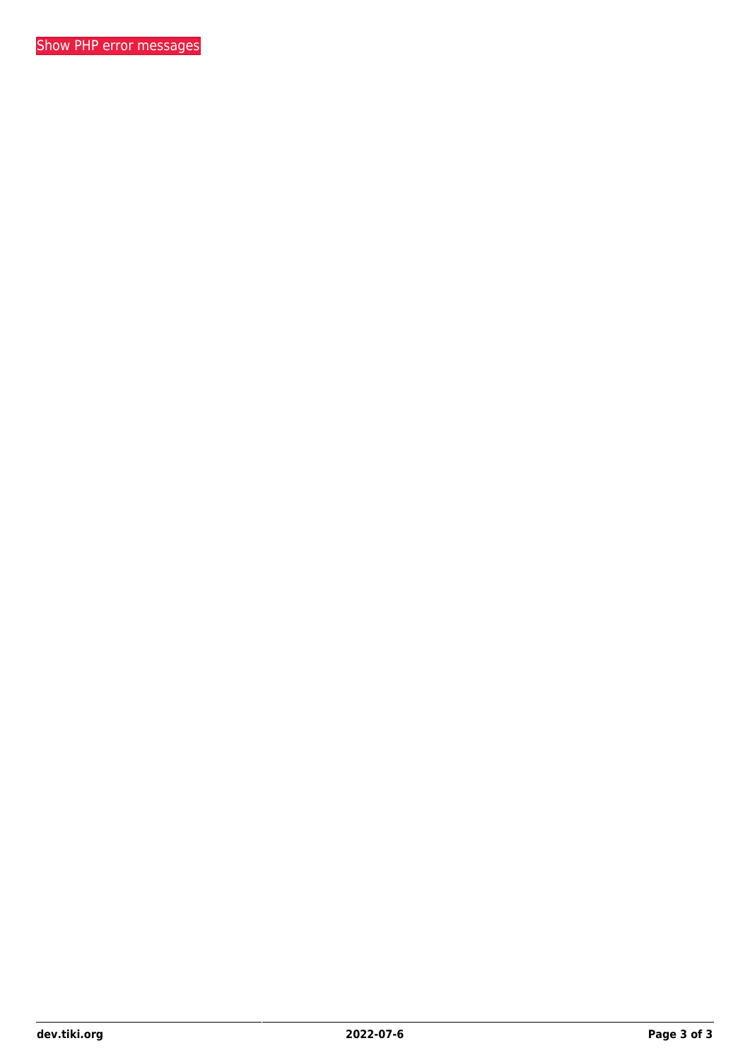Show PHP error messages